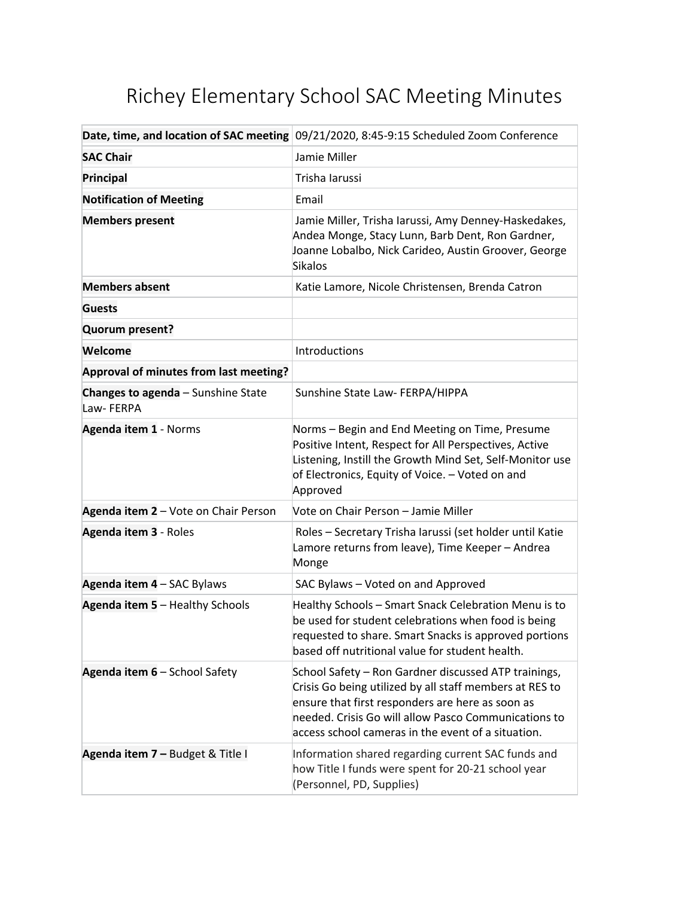# Richey Elementary School SAC Meeting Minutes

| **Date, time, and location of SAC meeting** | 09/21/2020, 8:45-9:15 Scheduled Zoom Conference |
|---|---|
| **SAC Chair** | Jamie Miller |
| **Principal** | Trisha Iarussi |
| **Notification of Meeting** | Email |
| **Members present** | Jamie Miller, Trisha Iarussi, Amy Denney-Haskedakes, Andea Monge, Stacy Lunn, Barb Dent, Ron Gardner, Joanne Lobalbo, Nick Carideo, Austin Groover, George Sikalos |
| **Members absent** | Katie Lamore, Nicole Christensen, Brenda Catron |
| **Guests** | |
| **Quorum present?** | |
| **Welcome** | Introductions |
| **Approval of minutes from last meeting?** | |
| **Changes to agenda** – Sunshine State Law- FERPA | Sunshine State Law- FERPA/HIPPA |
| **Agenda item 1** - Norms | Norms – Begin and End Meeting on Time, Presume Positive Intent, Respect for All Perspectives, Active Listening, Instill the Growth Mind Set, Self-Monitor use of Electronics, Equity of Voice. – Voted on and Approved |
| **Agenda item 2** – Vote on Chair Person | Vote on Chair Person – Jamie Miller |
| **Agenda item 3** - Roles | Roles – Secretary Trisha Iarussi (set holder until Katie Lamore returns from leave), Time Keeper – Andrea Monge |
| **Agenda item 4** – SAC Bylaws | SAC Bylaws – Voted on and Approved |
| **Agenda item 5** – Healthy Schools | Healthy Schools – Smart Snack Celebration Menu is to be used for student celebrations when food is being requested to share. Smart Snacks is approved portions based off nutritional value for student health. |
| **Agenda item 6** – School Safety | School Safety – Ron Gardner discussed ATP trainings, Crisis Go being utilized by all staff members at RES to ensure that first responders are here as soon as needed. Crisis Go will allow Pasco Communications to access school cameras in the event of a situation. |
| **Agenda item 7 –** Budget & Title I | Information shared regarding current SAC funds and how Title I funds were spent for 20-21 school year (Personnel, PD, Supplies) |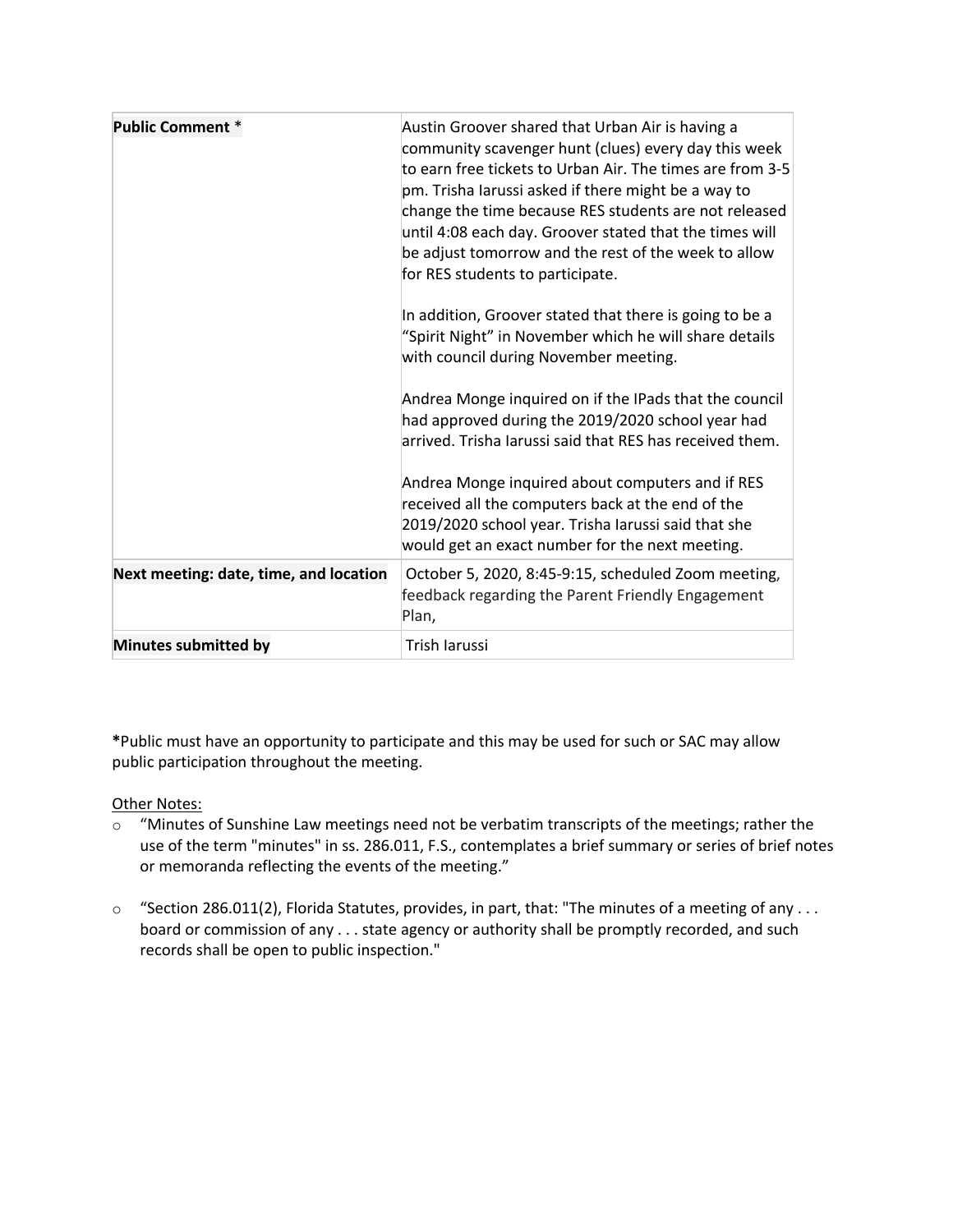| | |
|---|---|
| **Public Comment** * | Austin Groover shared that Urban Air is having a community scavenger hunt (clues) every day this week to earn free tickets to Urban Air. The times are from 3-5 pm. Trisha Iarussi asked if there might be a way to change the time because RES students are not released until 4:08 each day. Groover stated that the times will be adjust tomorrow and the rest of the week to allow for RES students to participate.<br><br>In addition, Groover stated that there is going to be a "Spirit Night" in November which he will share details with council during November meeting.<br><br>Andrea Monge inquired on if the IPads that the council had approved during the 2019/2020 school year had arrived. Trisha Iarussi said that RES has received them.<br><br>Andrea Monge inquired about computers and if RES received all the computers back at the end of the 2019/2020 school year. Trisha Iarussi said that she would get an exact number for the next meeting. |
| **Next meeting: date, time, and location** | October 5, 2020, 8:45-9:15, scheduled Zoom meeting, feedback regarding the Parent Friendly Engagement Plan, |
| **Minutes submitted by** | Trish Iarussi |

**\***Public must have an opportunity to participate and this may be used for such or SAC may allow public participation throughout the meeting.

Other Notes:

- "Minutes of Sunshine Law meetings need not be verbatim transcripts of the meetings; rather the use of the term "minutes" in ss. 286.011, F.S., contemplates a brief summary or series of brief notes or memoranda reflecting the events of the meeting."
- "Section 286.011(2), Florida Statutes, provides, in part, that: "The minutes of a meeting of any . . . board or commission of any . . . state agency or authority shall be promptly recorded, and such records shall be open to public inspection."